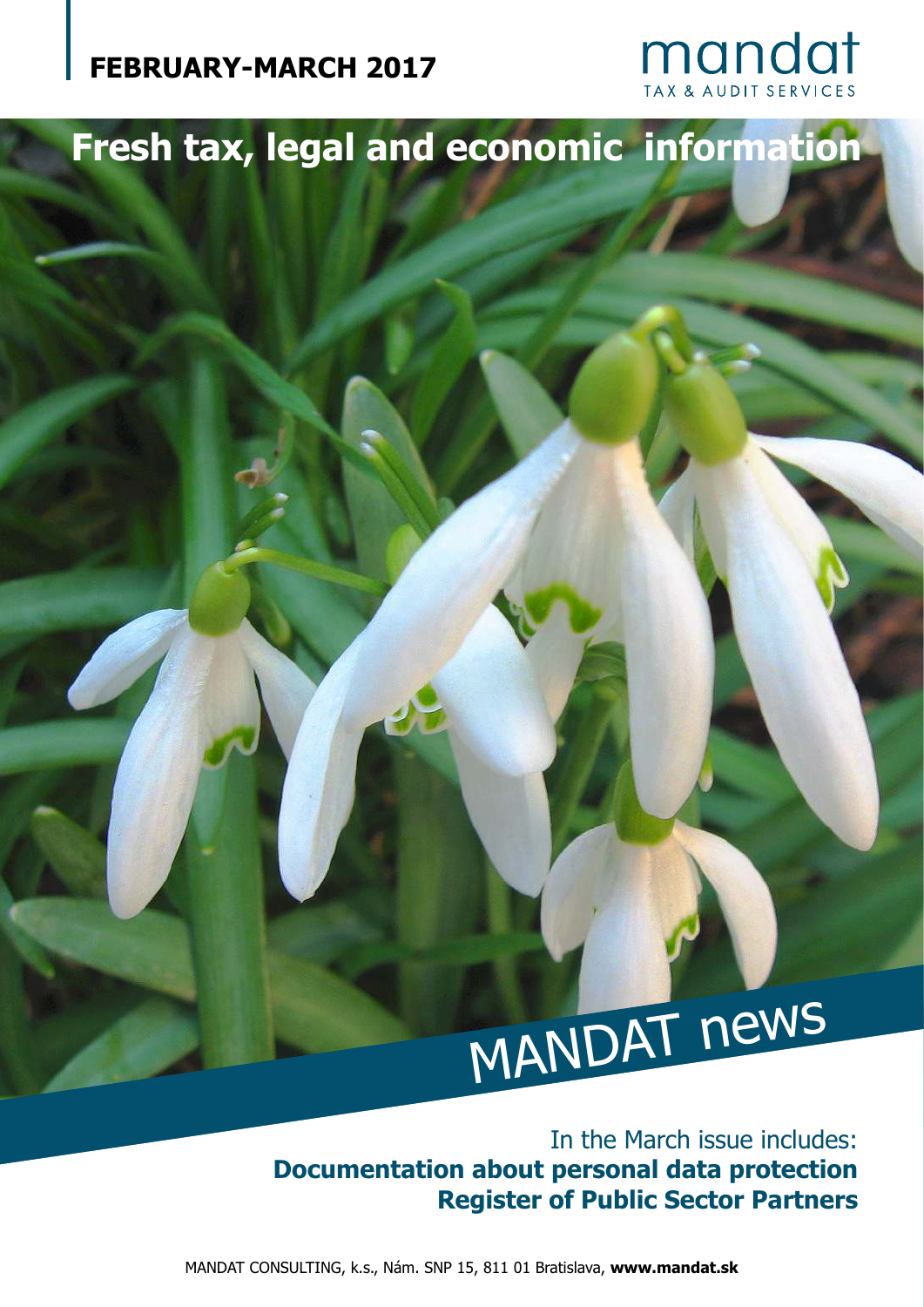**FEBRUARY-MARCH 2017**

mandat
TAX & AUDIT SERVICES

# Fresh tax, legal and economic information

# MANDAT news

In the March issue includes:
**Documentation about personal data protection**
**Register of Public Sector Partners**

MANDAT CONSULTING, k.s., Nám. SNP 15, 811 01 Bratislava, **www.mandat.sk**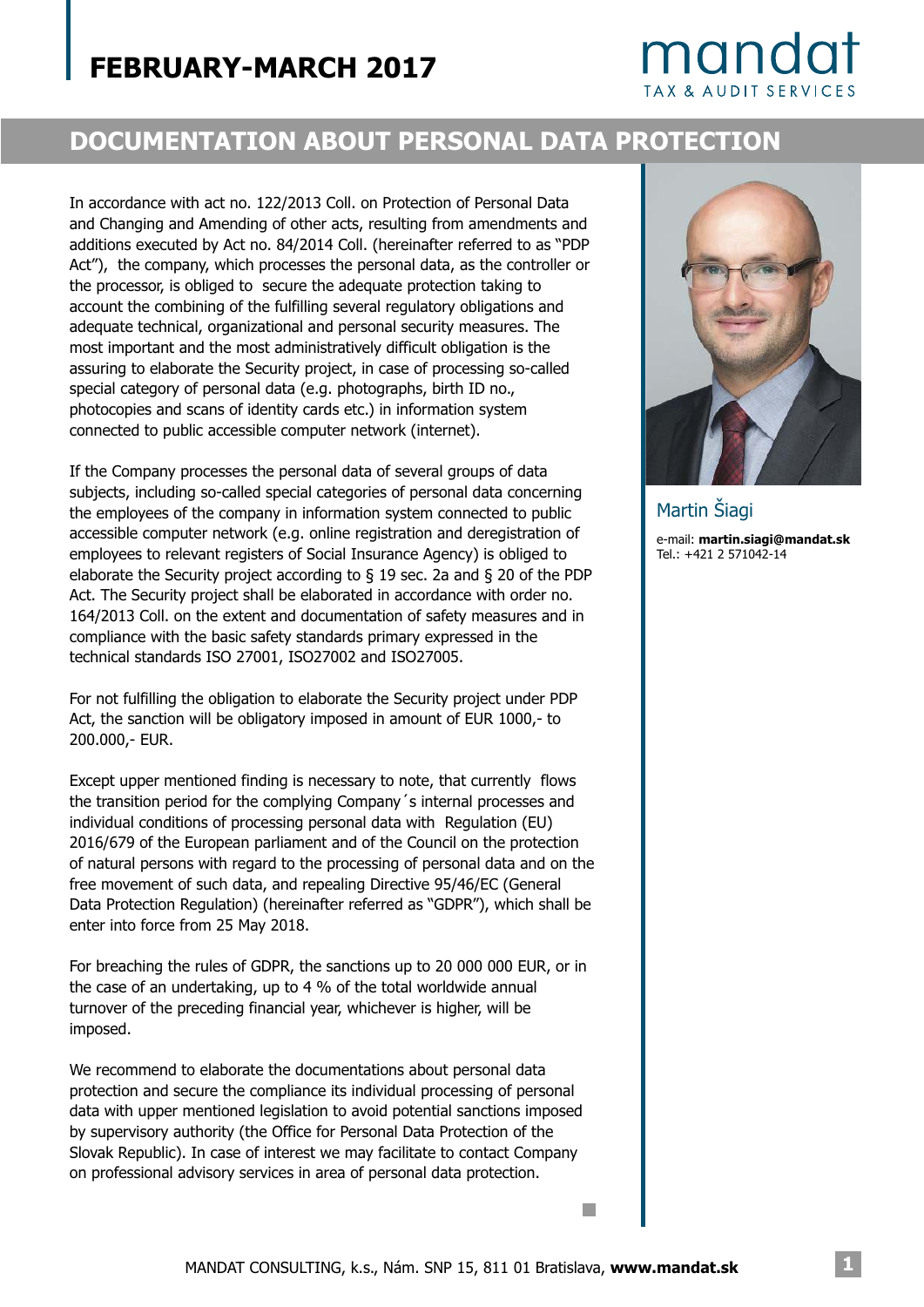# DOCUMENTATION ABOUT PERSONAL DATA PROTECTION

In accordance with act no. 122/2013 Coll. on Protection of Personal Data and Changing and Amending of other acts, resulting from amendments and additions executed by Act no. 84/2014 Coll. (hereinafter referred to as "PDP Act"), the company, which processes the personal data, as the controller or the processor, is obliged to secure the adequate protection taking to account the combining of the fulfilling several regulatory obligations and adequate technical, organizational and personal security measures. The most important and the most administratively difficult obligation is the assuring to elaborate the Security project, in case of processing so-called special category of personal data (e.g. photographs, birth ID no., photocopies and scans of identity cards etc.) in information system connected to public accessible computer network (internet).

If the Company processes the personal data of several groups of data subjects, including so-called special categories of personal data concerning the employees of the company in information system connected to public accessible computer network (e.g. online registration and deregistration of employees to relevant registers of Social Insurance Agency) is obliged to elaborate the Security project according to § 19 sec. 2a and § 20 of the PDP Act. The Security project shall be elaborated in accordance with order no. 164/2013 Coll. on the extent and documentation of safety measures and in compliance with the basic safety standards primary expressed in the technical standards ISO 27001, ISO27002 and ISO27005.

For not fulfilling the obligation to elaborate the Security project under PDP Act, the sanction will be obligatory imposed in amount of EUR 1000,- to 200.000,- EUR.

Except upper mentioned finding is necessary to note, that currently flows the transition period for the complying Company´s internal processes and individual conditions of processing personal data with Regulation (EU) 2016/679 of the European parliament and of the Council on the protection of natural persons with regard to the processing of personal data and on the free movement of such data, and repealing Directive 95/46/EC (General Data Protection Regulation) (hereinafter referred as "GDPR"), which shall be enter into force from 25 May 2018.

For breaching the rules of GDPR, the sanctions up to 20 000 000 EUR, or in the case of an undertaking, up to 4 % of the total worldwide annual turnover of the preceding financial year, whichever is higher, will be imposed.

We recommend to elaborate the documentations about personal data protection and secure the compliance its individual processing of personal data with upper mentioned legislation to avoid potential sanctions imposed by supervisory authority (the Office for Personal Data Protection of the Slovak Republic). In case of interest we may facilitate to contact Company on professional advisory services in area of personal data protection.

Martin Šiagi

e-mail: **martin.siagi@mandat.sk**
Tel.: +421 2 571042-14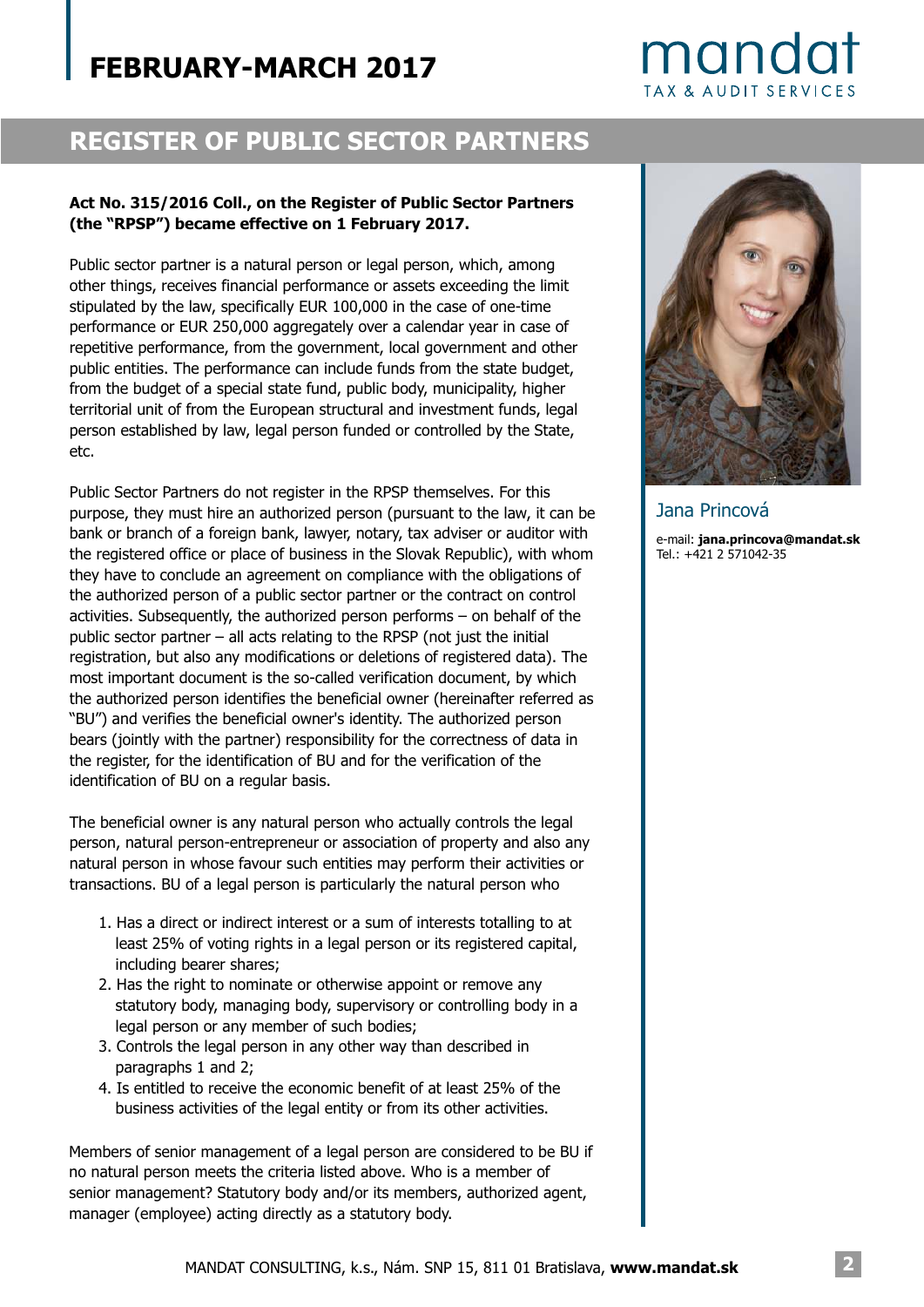# FEBRUARY-MARCH 2017

## REGISTER OF PUBLIC SECTOR PARTNERS

**Act No. 315/2016 Coll., on the Register of Public Sector Partners (the "RPSP") became effective on 1 February 2017.**

Public sector partner is a natural person or legal person, which, among other things, receives financial performance or assets exceeding the limit stipulated by the law, specifically EUR 100,000 in the case of one-time performance or EUR 250,000 aggregately over a calendar year in case of repetitive performance, from the government, local government and other public entities. The performance can include funds from the state budget, from the budget of a special state fund, public body, municipality, higher territorial unit of from the European structural and investment funds, legal person established by law, legal person funded or controlled by the State, etc.

Public Sector Partners do not register in the RPSP themselves. For this purpose, they must hire an authorized person (pursuant to the law, it can be bank or branch of a foreign bank, lawyer, notary, tax adviser or auditor with the registered office or place of business in the Slovak Republic), with whom they have to conclude an agreement on compliance with the obligations of the authorized person of a public sector partner or the contract on control activities. Subsequently, the authorized person performs – on behalf of the public sector partner – all acts relating to the RPSP (not just the initial registration, but also any modifications or deletions of registered data). The most important document is the so-called verification document, by which the authorized person identifies the beneficial owner (hereinafter referred as "BU") and verifies the beneficial owner's identity. The authorized person bears (jointly with the partner) responsibility for the correctness of data in the register, for the identification of BU and for the verification of the identification of BU on a regular basis.

The beneficial owner is any natural person who actually controls the legal person, natural person-entrepreneur or association of property and also any natural person in whose favour such entities may perform their activities or transactions. BU of a legal person is particularly the natural person who

1. Has a direct or indirect interest or a sum of interests totalling to at least 25% of voting rights in a legal person or its registered capital, including bearer shares;
2. Has the right to nominate or otherwise appoint or remove any statutory body, managing body, supervisory or controlling body in a legal person or any member of such bodies;
3. Controls the legal person in any other way than described in paragraphs 1 and 2;
4. Is entitled to receive the economic benefit of at least 25% of the business activities of the legal entity or from its other activities.

Members of senior management of a legal person are considered to be BU if no natural person meets the criteria listed above. Who is a member of senior management? Statutory body and/or its members, authorized agent, manager (employee) acting directly as a statutory body.

Jana Princová

e-mail: **jana.princova@mandat.sk**
Tel.: +421 2 571042-35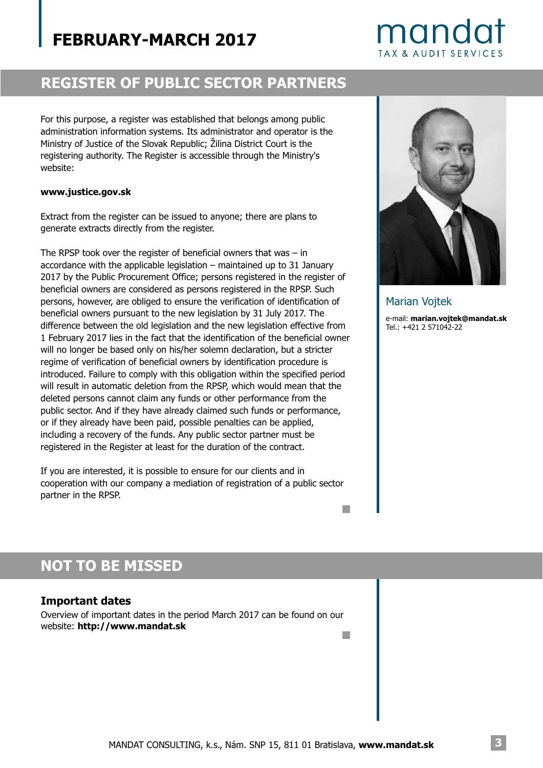## REGISTER OF PUBLIC SECTOR PARTNERS

For this purpose, a register was established that belongs among public administration information systems. Its administrator and operator is the Ministry of Justice of the Slovak Republic; Žilina District Court is the registering authority. The Register is accessible through the Ministry's website:

**www.justice.gov.sk**

Extract from the register can be issued to anyone; there are plans to generate extracts directly from the register.

The RPSP took over the register of beneficial owners that was – in accordance with the applicable legislation – maintained up to 31 January 2017 by the Public Procurement Office; persons registered in the register of beneficial owners are considered as persons registered in the RPSP. Such persons, however, are obliged to ensure the verification of identification of beneficial owners pursuant to the new legislation by 31 July 2017. The difference between the old legislation and the new legislation effective from 1 February 2017 lies in the fact that the identification of the beneficial owner will no longer be based only on his/her solemn declaration, but a stricter regime of verification of beneficial owners by identification procedure is introduced. Failure to comply with this obligation within the specified period will result in automatic deletion from the RPSP, which would mean that the deleted persons cannot claim any funds or other performance from the public sector. And if they have already claimed such funds or performance, or if they already have been paid, possible penalties can be applied, including a recovery of the funds. Any public sector partner must be registered in the Register at least for the duration of the contract.

If you are interested, it is possible to ensure for our clients and in cooperation with our company a mediation of registration of a public sector partner in the RPSP.

Marian Vojtek

e-mail: **marian.vojtek@mandat.sk**
Tel.: +421 2 571042-22

## NOT TO BE MISSED

### Important dates

Overview of important dates in the period March 2017 can be found on our website: **http://www.mandat.sk**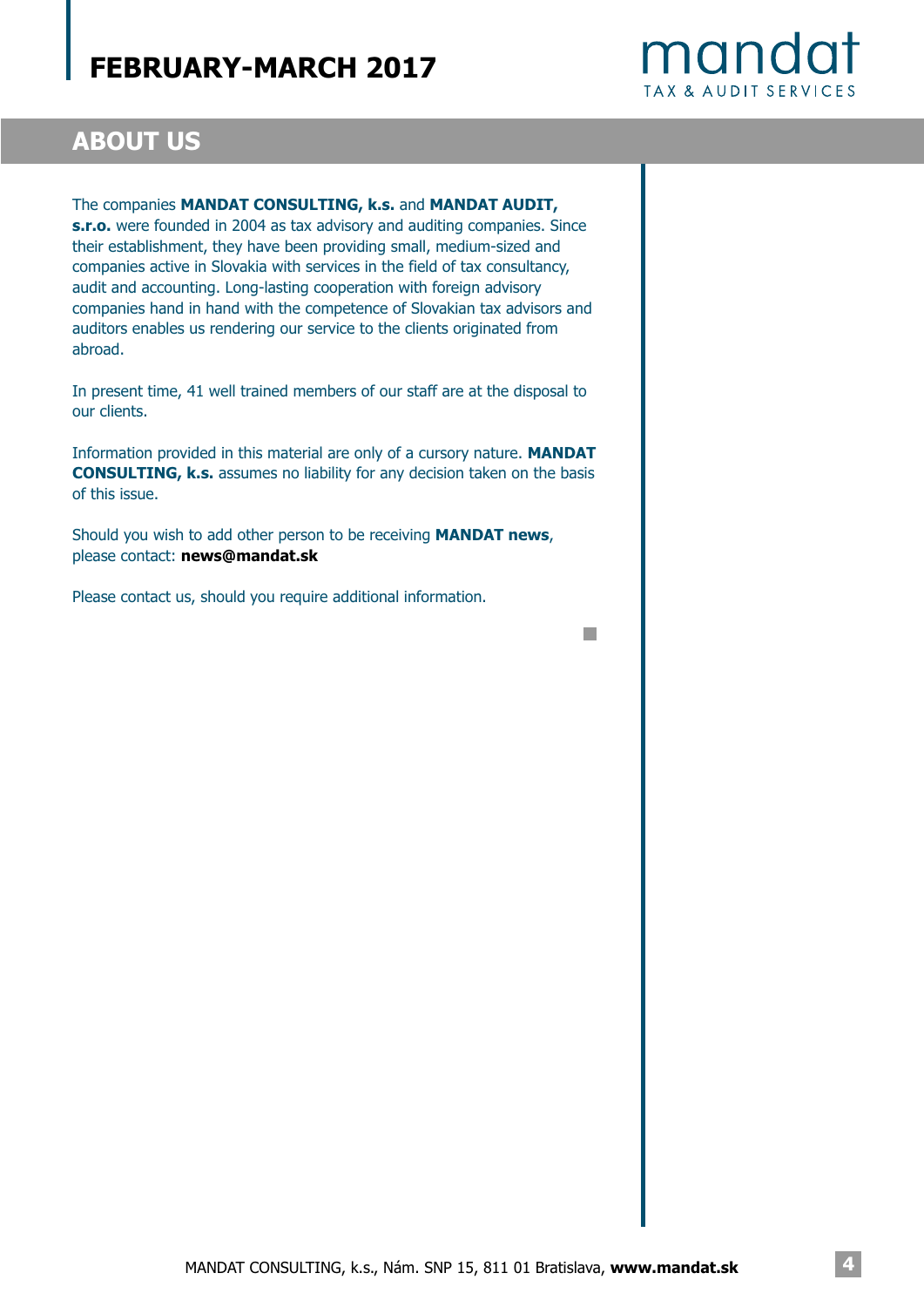## ABOUT US

The companies **MANDAT CONSULTING, k.s.** and **MANDAT AUDIT, s.r.o.** were founded in 2004 as tax advisory and auditing companies. Since their establishment, they have been providing small, medium-sized and companies active in Slovakia with services in the field of tax consultancy, audit and accounting. Long-lasting cooperation with foreign advisory companies hand in hand with the competence of Slovakian tax advisors and auditors enables us rendering our service to the clients originated from abroad.

In present time, 41 well trained members of our staff are at the disposal to our clients.

Information provided in this material are only of a cursory nature. **MANDAT CONSULTING, k.s.** assumes no liability for any decision taken on the basis of this issue.

Should you wish to add other person to be receiving **MANDAT news**, please contact: **news@mandat.sk**

Please contact us, should you require additional information.